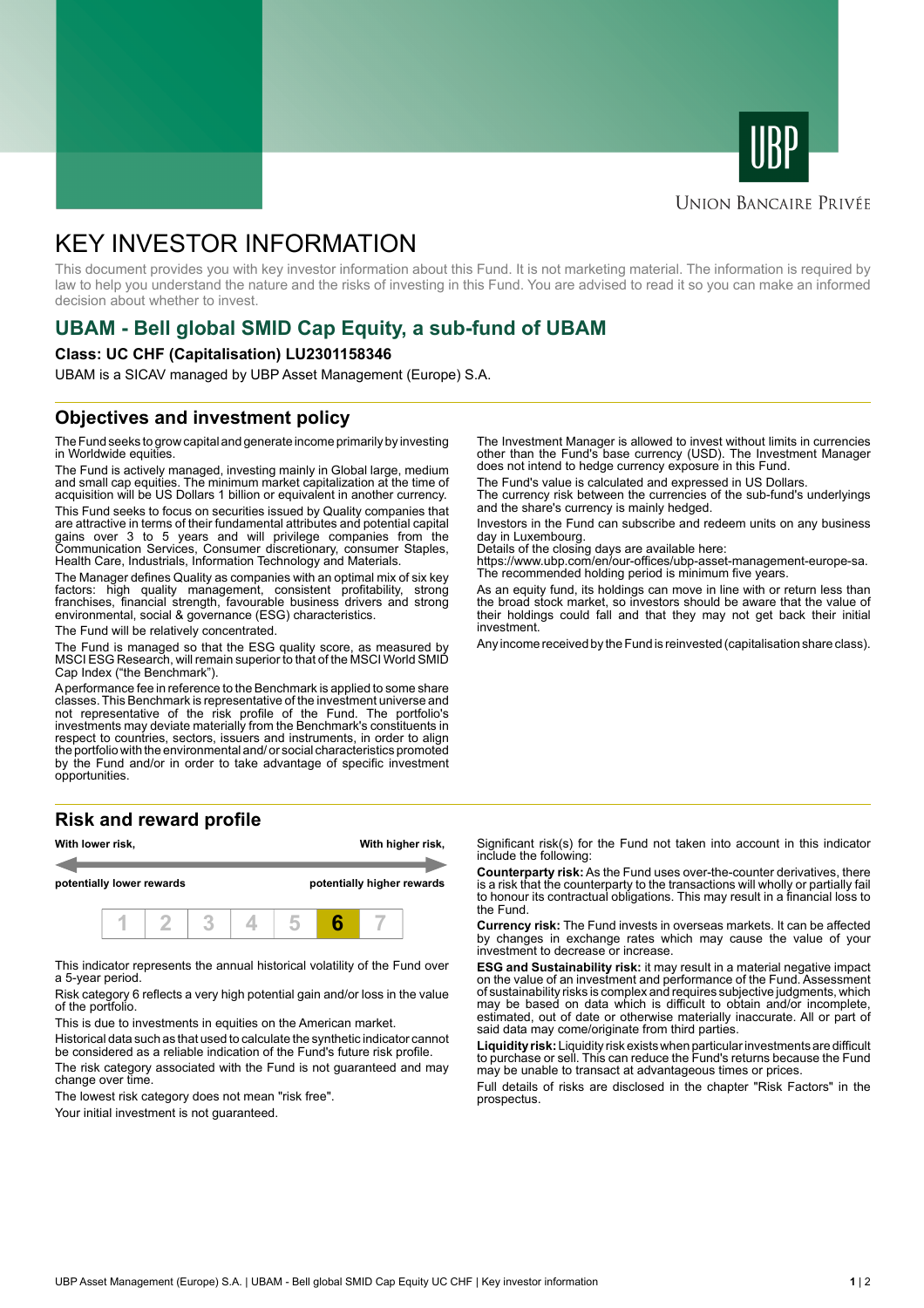UBP

UNION BANCAIRE PRIVÉE

# KEY INVESTOR INFORMATION

This document provides you with key investor information about this Fund. It is not marketing material. The information is required by law to help you understand the nature and the risks of investing in this Fund. You are advised to read it so you can make an informed decision about whether to invest.

## UBAM - Bell global SMID Cap Equity, a sub-fund of UBAM

**Class: UC CHF (Capitalisation) LU2301158346**

UBAM is a SICAV managed by UBP Asset Management (Europe) S.A.

## Objectives and investment policy

The Fund seeks to grow capital and generate income primarily by investing in Worldwide equities.

The Fund is actively managed, investing mainly in Global large, medium and small cap equities. The minimum market capitalization at the time of acquisition will be US Dollars 1 billion or equivalent in another currency.

This Fund seeks to focus on securities issued by Quality companies that are attractive in terms of their fundamental attributes and potential capital gains over 3 to 5 years and will privilege companies from the Communication Services, Consumer discretionary, consumer Staples, Health Care, Industrials, Information Technology and Materials.

The Manager defines Quality as companies with an optimal mix of six key factors: high quality management, consistent profitability, strong franchises, financial strength, favourable business drivers and strong environmental, social & governance (ESG) characteristics.

The Fund will be relatively concentrated.

The Fund is managed so that the ESG quality score, as measured by MSCI ESG Research, will remain superior to that of the MSCI World SMID Cap Index ("the Benchmark").

A performance fee in reference to the Benchmark is applied to some share classes. This Benchmark is representative of the investment universe and not representative of the risk profile of the Fund. The portfolio's investments may deviate materially from the Benchmark's constituents in respect to countries, sectors, issuers and instruments, in order to align the portfolio with the environmental and/ or social characteristics promoted by the Fund and/or in order to take advantage of specific investment opportunities.

The Investment Manager is allowed to invest without limits in currencies other than the Fund's base currency (USD). The Investment Manager does not intend to hedge currency exposure in this Fund.

The Fund's value is calculated and expressed in US Dollars.

The currency risk between the currencies of the sub-fund's underlyings and the share's currency is mainly hedged.

Investors in the Fund can subscribe and redeem units on any business day in Luxembourg.

Details of the closing days are available here:

https://www.ubp.com/en/our-offices/ubp-asset-management-europe-sa.

The recommended holding period is minimum five years.

As an equity fund, its holdings can move in line with or return less than the broad stock market, so investors should be aware that the value of their holdings could fall and that they may not get back their initial investment.

Any income received by the Fund is reinvested (capitalisation share class).

## Risk and reward profile

| With lower risk, | | | | | | With higher risk, |
|---|---|---|---|---|---|---|
| potentially lower rewards | | | | | | potentially higher rewards |
| 1 | 2 | 3 | 4 | 5 | **6** | 7 |

This indicator represents the annual historical volatility of the Fund over a 5-year period.

Risk category 6 reflects a very high potential gain and/or loss in the value of the portfolio.

This is due to investments in equities on the American market.

Historical data such as that used to calculate the synthetic indicator cannot be considered as a reliable indication of the Fund's future risk profile.

The risk category associated with the Fund is not guaranteed and may change over time.

The lowest risk category does not mean "risk free".

Your initial investment is not guaranteed.

Significant risk(s) for the Fund not taken into account in this indicator include the following:

**Counterparty risk:** As the Fund uses over-the-counter derivatives, there is a risk that the counterparty to the transactions will wholly or partially fail to honour its contractual obligations. This may result in a financial loss to the Fund.

**Currency risk:** The Fund invests in overseas markets. It can be affected by changes in exchange rates which may cause the value of your investment to decrease or increase.

**ESG and Sustainability risk:** it may result in a material negative impact on the value of an investment and performance of the Fund. Assessment of sustainability risks is complex and requires subjective judgments, which may be based on data which is difficult to obtain and/or incomplete, estimated, out of date or otherwise materially inaccurate. All or part of said data may come/originate from third parties.

**Liquidity risk:** Liquidity risk exists when particular investments are difficult to purchase or sell. This can reduce the Fund's returns because the Fund may be unable to transact at advantageous times or prices.

Full details of risks are disclosed in the chapter "Risk Factors" in the prospectus.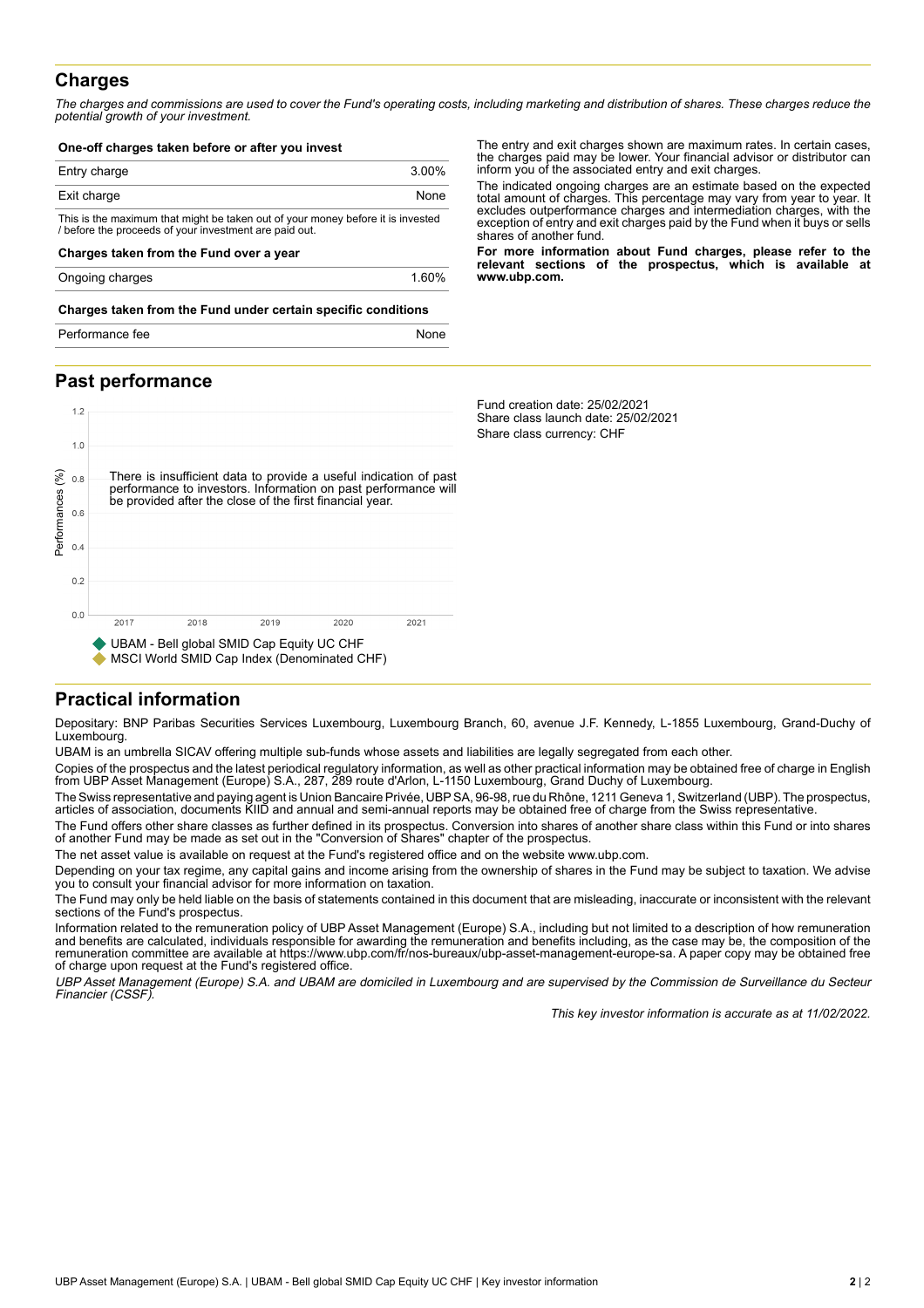## Charges

*The charges and commissions are used to cover the Fund's operating costs, including marketing and distribution of shares. These charges reduce the potential growth of your investment.*

| **One-off charges taken before or after you invest** | |
|---|---|
| Entry charge | 3.00% |
| Exit charge | None |

This is the maximum that might be taken out of your money before it is invested / before the proceeds of your investment are paid out.

| **Charges taken from the Fund over a year** | |
|---|---|
| Ongoing charges | 1.60% |

| **Charges taken from the Fund under certain specific conditions** | |
|---|---|
| Performance fee | None |

The entry and exit charges shown are maximum rates. In certain cases, the charges paid may be lower. Your financial advisor or distributor can inform you of the associated entry and exit charges.

The indicated ongoing charges are an estimate based on the expected total amount of charges. This percentage may vary from year to year. It excludes outperformance charges and intermediation charges, with the exception of entry and exit charges paid by the Fund when it buys or sells shares of another fund.

**For more information about Fund charges, please refer to the relevant sections of the prospectus, which is available at www.ubp.com.**

## Past performance

Performances (%)

1.2
1.0
0.8
0.6
0.4
0.2
0.0

2017 2018 2019 2020 2021

There is insufficient data to provide a useful indication of past performance to investors. Information on past performance will be provided after the close of the first financial year.

UBAM - Bell global SMID Cap Equity UC CHF
MSCI World SMID Cap Index (Denominated CHF)

Fund creation date: 25/02/2021
Share class launch date: 25/02/2021
Share class currency: CHF

## Practical information

Depositary: BNP Paribas Securities Services Luxembourg, Luxembourg Branch, 60, avenue J.F. Kennedy, L-1855 Luxembourg, Grand-Duchy of Luxembourg.

UBAM is an umbrella SICAV offering multiple sub-funds whose assets and liabilities are legally segregated from each other.

Copies of the prospectus and the latest periodical regulatory information, as well as other practical information may be obtained free of charge in English from UBP Asset Management (Europe) S.A., 287, 289 route d'Arlon, L-1150 Luxembourg, Grand Duchy of Luxembourg.

The Swiss representative and paying agent is Union Bancaire Privée, UBP SA, 96-98, rue du Rhône, 1211 Geneva 1, Switzerland (UBP). The prospectus, articles of association, documents KIID and annual and semi-annual reports may be obtained free of charge from the Swiss representative.

The Fund offers other share classes as further defined in its prospectus. Conversion into shares of another share class within this Fund or into shares of another Fund may be made as set out in the "Conversion of Shares" chapter of the prospectus.

The net asset value is available on request at the Fund's registered office and on the website www.ubp.com.

Depending on your tax regime, any capital gains and income arising from the ownership of shares in the Fund may be subject to taxation. We advise you to consult your financial advisor for more information on taxation.

The Fund may only be held liable on the basis of statements contained in this document that are misleading, inaccurate or inconsistent with the relevant sections of the Fund's prospectus.

Information related to the remuneration policy of UBP Asset Management (Europe) S.A., including but not limited to a description of how remuneration and benefits are calculated, individuals responsible for awarding the remuneration and benefits including, as the case may be, the composition of the remuneration committee are available at https://www.ubp.com/fr/nos-bureaux/ubp-asset-management-europe-sa. A paper copy may be obtained free of charge upon request at the Fund's registered office.

*UBP Asset Management (Europe) S.A. and UBAM are domiciled in Luxembourg and are supervised by the Commission de Surveillance du Secteur Financier (CSSF).*

*This key investor information is accurate as at 11/02/2022.*